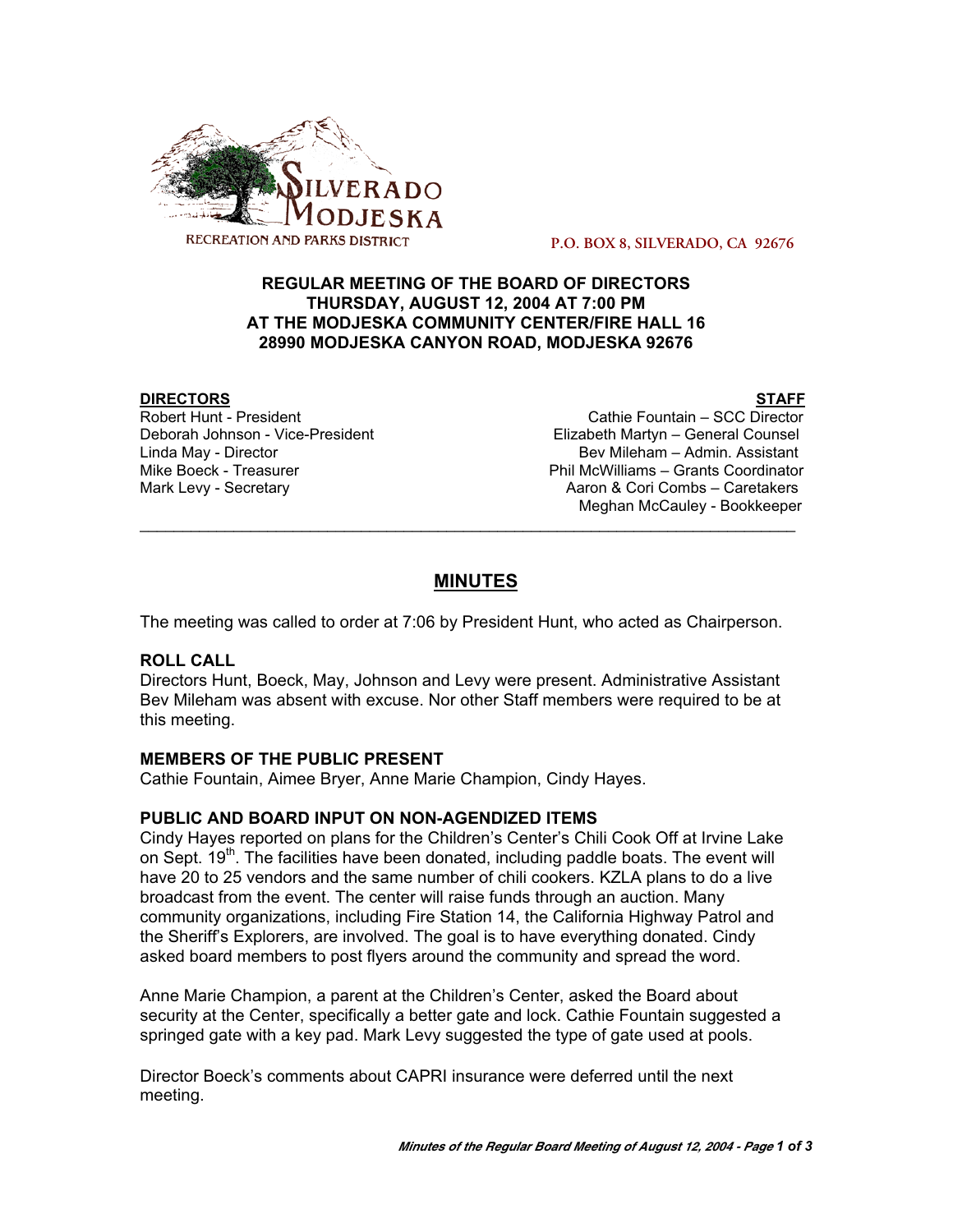SILVERADO MODJESKA
RECREATION AND PARKS DISTRICT

P.O. BOX 8, SILVERADO, CA 92676

**REGULAR MEETING OF THE BOARD OF DIRECTORS**
**THURSDAY, AUGUST 12, 2004 AT 7:00 PM**
**AT THE MODJESKA COMMUNITY CENTER/FIRE HALL 16**
**28990 MODJESKA CANYON ROAD, MODJESKA 92676**

| **DIRECTORS** | **STAFF** |
|---|---|
| Robert Hunt - President | Cathie Fountain – SCC Director |
| Deborah Johnson - Vice-President | Elizabeth Martyn – General Counsel |
| Linda May - Director | Bev Mileham – Admin. Assistant |
| Mike Boeck - Treasurer | Phil McWilliams – Grants Coordinator |
| Mark Levy - Secretary | Aaron & Cori Combs – Caretakers |
| | Meghan McCauley - Bookkeeper |

## MINUTES

The meeting was called to order at 7:06 by President Hunt, who acted as Chairperson.

### ROLL CALL

Directors Hunt, Boeck, May, Johnson and Levy were present. Administrative Assistant Bev Mileham was absent with excuse. Nor other Staff members were required to be at this meeting.

### MEMBERS OF THE PUBLIC PRESENT

Cathie Fountain, Aimee Bryer, Anne Marie Champion, Cindy Hayes.

### PUBLIC AND BOARD INPUT ON NON-AGENDIZED ITEMS

Cindy Hayes reported on plans for the Children's Center's Chili Cook Off at Irvine Lake on Sept. 19th. The facilities have been donated, including paddle boats. The event will have 20 to 25 vendors and the same number of chili cookers. KZLA plans to do a live broadcast from the event. The center will raise funds through an auction. Many community organizations, including Fire Station 14, the California Highway Patrol and the Sheriff's Explorers, are involved. The goal is to have everything donated. Cindy asked board members to post flyers around the community and spread the word.

Anne Marie Champion, a parent at the Children's Center, asked the Board about security at the Center, specifically a better gate and lock. Cathie Fountain suggested a springed gate with a key pad. Mark Levy suggested the type of gate used at pools.

Director Boeck's comments about CAPRI insurance were deferred until the next meeting.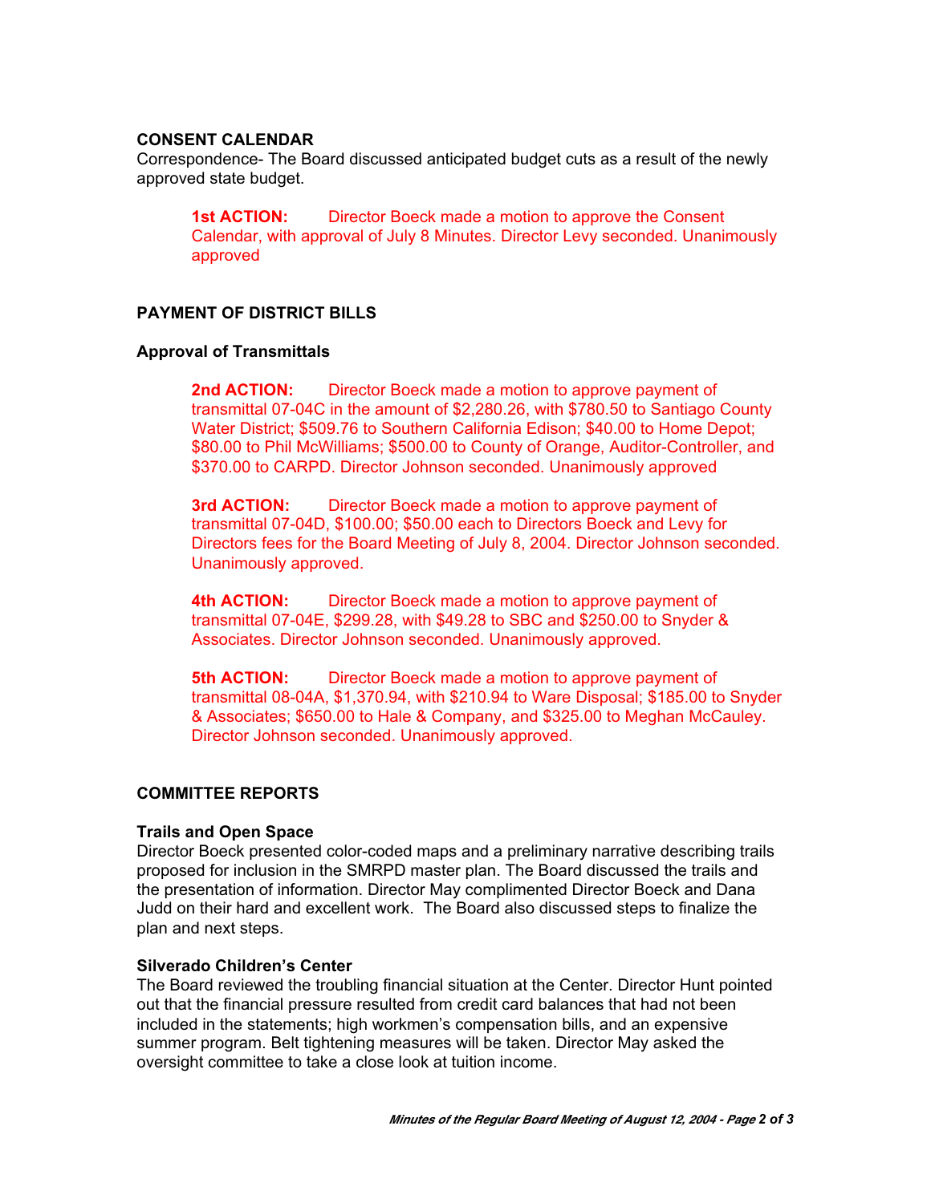### CONSENT CALENDAR

Correspondence- The Board discussed anticipated budget cuts as a result of the newly approved state budget.

> **1st ACTION:** Director Boeck made a motion to approve the Consent Calendar, with approval of July 8 Minutes. Director Levy seconded. Unanimously approved

### PAYMENT OF DISTRICT BILLS

**Approval of Transmittals**

> **2nd ACTION:** Director Boeck made a motion to approve payment of transmittal 07-04C in the amount of $2,280.26, with $780.50 to Santiago County Water District; $509.76 to Southern California Edison; $40.00 to Home Depot; $80.00 to Phil McWilliams; $500.00 to County of Orange, Auditor-Controller, and $370.00 to CARPD. Director Johnson seconded. Unanimously approved

> **3rd ACTION:** Director Boeck made a motion to approve payment of transmittal 07-04D, $100.00; $50.00 each to Directors Boeck and Levy for Directors fees for the Board Meeting of July 8, 2004. Director Johnson seconded. Unanimously approved.

> **4th ACTION:** Director Boeck made a motion to approve payment of transmittal 07-04E, $299.28, with $49.28 to SBC and $250.00 to Snyder & Associates. Director Johnson seconded. Unanimously approved.

> **5th ACTION:** Director Boeck made a motion to approve payment of transmittal 08-04A, $1,370.94, with $210.94 to Ware Disposal; $185.00 to Snyder & Associates; $650.00 to Hale & Company, and $325.00 to Meghan McCauley. Director Johnson seconded. Unanimously approved.

### COMMITTEE REPORTS

**Trails and Open Space**

Director Boeck presented color-coded maps and a preliminary narrative describing trails proposed for inclusion in the SMRPD master plan. The Board discussed the trails and the presentation of information. Director May complimented Director Boeck and Dana Judd on their hard and excellent work. The Board also discussed steps to finalize the plan and next steps.

**Silverado Children's Center**

The Board reviewed the troubling financial situation at the Center. Director Hunt pointed out that the financial pressure resulted from credit card balances that had not been included in the statements; high workmen's compensation bills, and an expensive summer program. Belt tightening measures will be taken. Director May asked the oversight committee to take a close look at tuition income.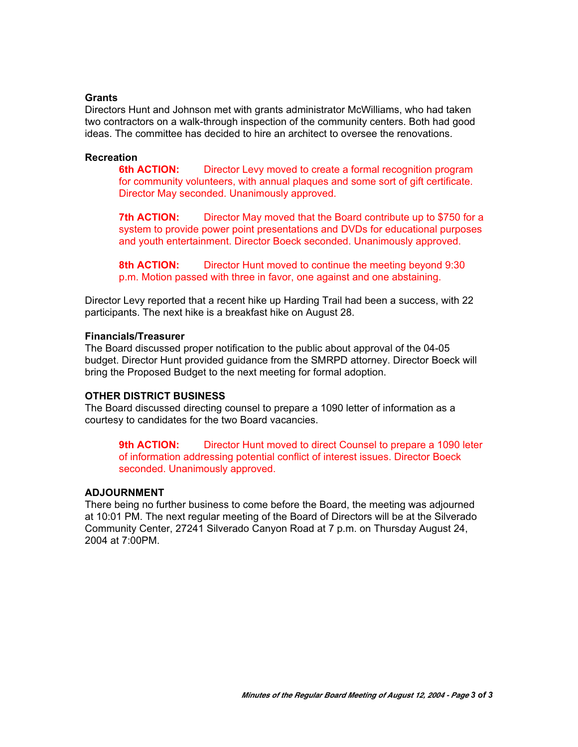**Grants**

Directors Hunt and Johnson met with grants administrator McWilliams, who had taken two contractors on a walk-through inspection of the community centers. Both had good ideas. The committee has decided to hire an architect to oversee the renovations.

**Recreation**

> **6th ACTION:** Director Levy moved to create a formal recognition program for community volunteers, with annual plaques and some sort of gift certificate. Director May seconded. Unanimously approved.
>
> **7th ACTION:** Director May moved that the Board contribute up to $750 for a system to provide power point presentations and DVDs for educational purposes and youth entertainment. Director Boeck seconded. Unanimously approved.
>
> **8th ACTION:** Director Hunt moved to continue the meeting beyond 9:30 p.m. Motion passed with three in favor, one against and one abstaining.

Director Levy reported that a recent hike up Harding Trail had been a success, with 22 participants. The next hike is a breakfast hike on August 28.

**Financials/Treasurer**

The Board discussed proper notification to the public about approval of the 04-05 budget. Director Hunt provided guidance from the SMRPD attorney. Director Boeck will bring the Proposed Budget to the next meeting for formal adoption.

**OTHER DISTRICT BUSINESS**

The Board discussed directing counsel to prepare a 1090 letter of information as a courtesy to candidates for the two Board vacancies.

> **9th ACTION:** Director Hunt moved to direct Counsel to prepare a 1090 leter of information addressing potential conflict of interest issues. Director Boeck seconded. Unanimously approved.

**ADJOURNMENT**

There being no further business to come before the Board, the meeting was adjourned at 10:01 PM. The next regular meeting of the Board of Directors will be at the Silverado Community Center, 27241 Silverado Canyon Road at 7 p.m. on Thursday August 24, 2004 at 7:00PM.